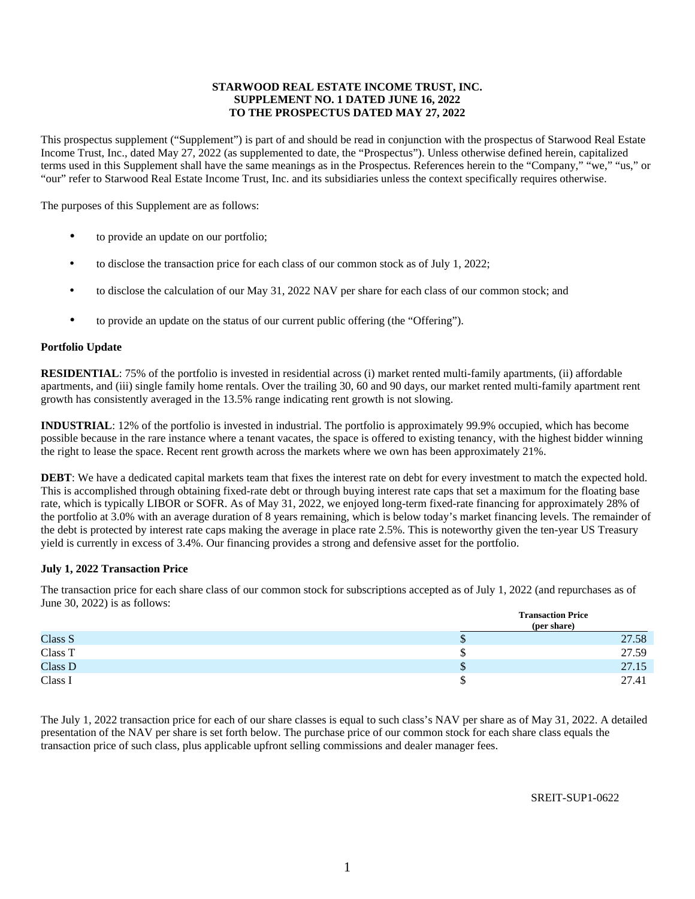**STARWOOD REAL ESTATE INCOME TRUST, INC.**
**SUPPLEMENT NO. 1 DATED JUNE 16, 2022**
**TO THE PROSPECTUS DATED MAY 27, 2022**

This prospectus supplement (“Supplement”) is part of and should be read in conjunction with the prospectus of Starwood Real Estate Income Trust, Inc., dated May 27, 2022 (as supplemented to date, the “Prospectus”). Unless otherwise defined herein, capitalized terms used in this Supplement shall have the same meanings as in the Prospectus. References herein to the “Company,” “we,” “us,” or “our” refer to Starwood Real Estate Income Trust, Inc. and its subsidiaries unless the context specifically requires otherwise.

The purposes of this Supplement are as follows:

- to provide an update on our portfolio;
- to disclose the transaction price for each class of our common stock as of July 1, 2022;
- to disclose the calculation of our May 31, 2022 NAV per share for each class of our common stock; and
- to provide an update on the status of our current public offering (the “Offering”).

**Portfolio Update**

**RESIDENTIAL**: 75% of the portfolio is invested in residential across (i) market rented multi-family apartments, (ii) affordable apartments, and (iii) single family home rentals. Over the trailing 30, 60 and 90 days, our market rented multi-family apartment rent growth has consistently averaged in the 13.5% range indicating rent growth is not slowing.

**INDUSTRIAL**: 12% of the portfolio is invested in industrial. The portfolio is approximately 99.9% occupied, which has become possible because in the rare instance where a tenant vacates, the space is offered to existing tenancy, with the highest bidder winning the right to lease the space. Recent rent growth across the markets where we own has been approximately 21%.

**DEBT**: We have a dedicated capital markets team that fixes the interest rate on debt for every investment to match the expected hold. This is accomplished through obtaining fixed-rate debt or through buying interest rate caps that set a maximum for the floating base rate, which is typically LIBOR or SOFR. As of May 31, 2022, we enjoyed long-term fixed-rate financing for approximately 28% of the portfolio at 3.0% with an average duration of 8 years remaining, which is below today’s market financing levels. The remainder of the debt is protected by interest rate caps making the average in place rate 2.5%. This is noteworthy given the ten-year US Treasury yield is currently in excess of 3.4%. Our financing provides a strong and defensive asset for the portfolio.

**July 1, 2022 Transaction Price**

The transaction price for each share class of our common stock for subscriptions accepted as of July 1, 2022 (and repurchases as of June 30, 2022) is as follows:

| | Transaction Price (per share) |
|---|---|
| Class S | $ 27.58 |
| Class T | $ 27.59 |
| Class D | $ 27.15 |
| Class I | $ 27.41 |

The July 1, 2022 transaction price for each of our share classes is equal to such class’s NAV per share as of May 31, 2022. A detailed presentation of the NAV per share is set forth below. The purchase price of our common stock for each share class equals the transaction price of such class, plus applicable upfront selling commissions and dealer manager fees.

SREIT-SUP1-0622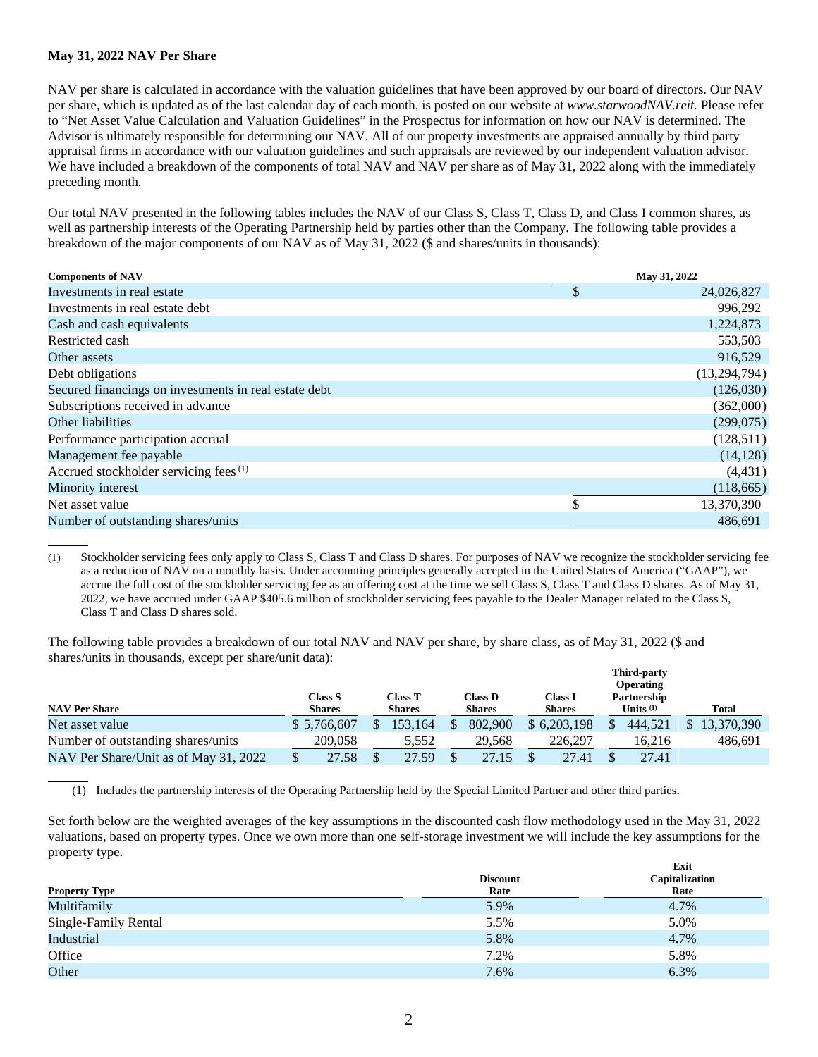**May 31, 2022 NAV Per Share**

NAV per share is calculated in accordance with the valuation guidelines that have been approved by our board of directors. Our NAV per share, which is updated as of the last calendar day of each month, is posted on our website at *www.starwoodNAV.reit.* Please refer to "Net Asset Value Calculation and Valuation Guidelines" in the Prospectus for information on how our NAV is determined. The Advisor is ultimately responsible for determining our NAV. All of our property investments are appraised annually by third party appraisal firms in accordance with our valuation guidelines and such appraisals are reviewed by our independent valuation advisor. We have included a breakdown of the components of total NAV and NAV per share as of May 31, 2022 along with the immediately preceding month.

Our total NAV presented in the following tables includes the NAV of our Class S, Class T, Class D, and Class I common shares, as well as partnership interests of the Operating Partnership held by parties other than the Company. The following table provides a breakdown of the major components of our NAV as of May 31, 2022 ($ and shares/units in thousands):

| Components of NAV | May 31, 2022 |
|---|---|
| Investments in real estate | $ 24,026,827 |
| Investments in real estate debt | 996,292 |
| Cash and cash equivalents | 1,224,873 |
| Restricted cash | 553,503 |
| Other assets | 916,529 |
| Debt obligations | (13,294,794) |
| Secured financings on investments in real estate debt | (126,030) |
| Subscriptions received in advance | (362,000) |
| Other liabilities | (299,075) |
| Performance participation accrual | (128,511) |
| Management fee payable | (14,128) |
| Accrued stockholder servicing fees (1) | (4,431) |
| Minority interest | (118,665) |
| Net asset value | $ 13,370,390 |
| Number of outstanding shares/units | 486,691 |

(1) Stockholder servicing fees only apply to Class S, Class T and Class D shares. For purposes of NAV we recognize the stockholder servicing fee as a reduction of NAV on a monthly basis. Under accounting principles generally accepted in the United States of America ("GAAP"), we accrue the full cost of the stockholder servicing fee as an offering cost at the time we sell Class S, Class T and Class D shares. As of May 31, 2022, we have accrued under GAAP $405.6 million of stockholder servicing fees payable to the Dealer Manager related to the Class S, Class T and Class D shares sold.

The following table provides a breakdown of our total NAV and NAV per share, by share class, as of May 31, 2022 ($ and shares/units in thousands, except per share/unit data):

| NAV Per Share | Class S Shares | Class T Shares | Class D Shares | Class I Shares | Third-party Operating Partnership Units (1) | Total |
|---|---|---|---|---|---|---|
| Net asset value | $ 5,766,607 | $ 153,164 | $ 802,900 | $ 6,203,198 | $ 444,521 | $ 13,370,390 |
| Number of outstanding shares/units | 209,058 | 5,552 | 29,568 | 226,297 | 16,216 | 486,691 |
| NAV Per Share/Unit as of May 31, 2022 | $ 27.58 | $ 27.59 | $ 27.15 | $ 27.41 | $ 27.41 | |

(1) Includes the partnership interests of the Operating Partnership held by the Special Limited Partner and other third parties.

Set forth below are the weighted averages of the key assumptions in the discounted cash flow methodology used in the May 31, 2022 valuations, based on property types. Once we own more than one self-storage investment we will include the key assumptions for the property type.

| Property Type | Discount Rate | Exit Capitalization Rate |
|---|---|---|
| Multifamily | 5.9% | 4.7% |
| Single-Family Rental | 5.5% | 5.0% |
| Industrial | 5.8% | 4.7% |
| Office | 7.2% | 5.8% |
| Other | 7.6% | 6.3% |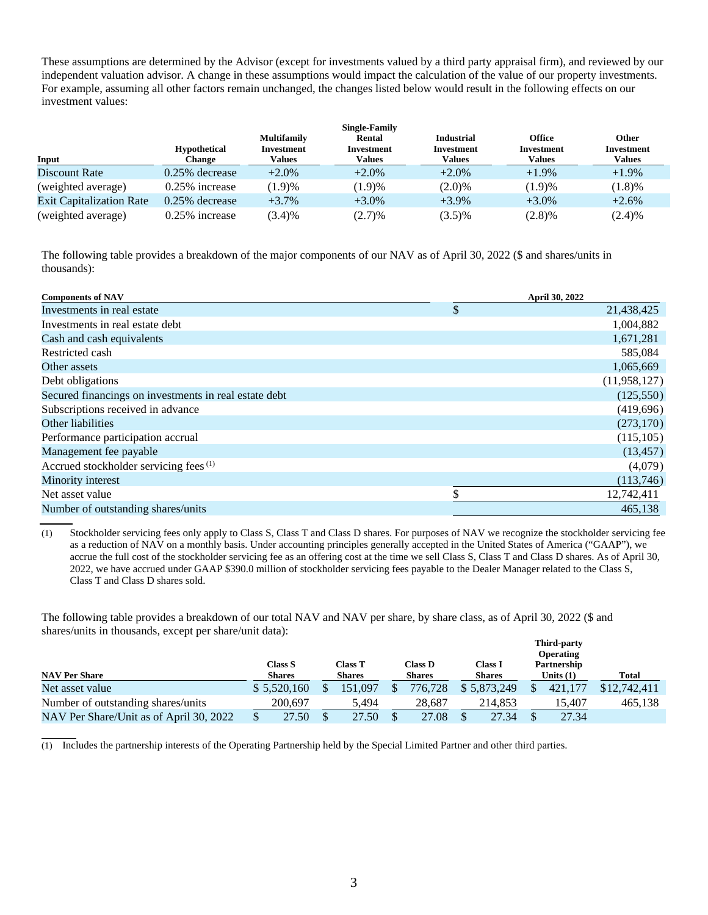These assumptions are determined by the Advisor (except for investments valued by a third party appraisal firm), and reviewed by our independent valuation advisor. A change in these assumptions would impact the calculation of the value of our property investments. For example, assuming all other factors remain unchanged, the changes listed below would result in the following effects on our investment values:

| Input | Hypothetical Change | Multifamily Investment Values | Single-Family Rental Investment Values | Industrial Investment Values | Office Investment Values | Other Investment Values |
|---|---|---|---|---|---|---|
| Discount Rate | 0.25% decrease | +2.0% | +2.0% | +2.0% | +1.9% | +1.9% |
| (weighted average) | 0.25% increase | (1.9)% | (1.9)% | (2.0)% | (1.9)% | (1.8)% |
| Exit Capitalization Rate | 0.25% decrease | +3.7% | +3.0% | +3.9% | +3.0% | +2.6% |
| (weighted average) | 0.25% increase | (3.4)% | (2.7)% | (3.5)% | (2.8)% | (2.4)% |

The following table provides a breakdown of the major components of our NAV as of April 30, 2022 ($ and shares/units in thousands):

| Components of NAV | April 30, 2022 |
|---|---|
| Investments in real estate | $ 21,438,425 |
| Investments in real estate debt | 1,004,882 |
| Cash and cash equivalents | 1,671,281 |
| Restricted cash | 585,084 |
| Other assets | 1,065,669 |
| Debt obligations | (11,958,127) |
| Secured financings on investments in real estate debt | (125,550) |
| Subscriptions received in advance | (419,696) |
| Other liabilities | (273,170) |
| Performance participation accrual | (115,105) |
| Management fee payable | (13,457) |
| Accrued stockholder servicing fees (1) | (4,079) |
| Minority interest | (113,746) |
| Net asset value | $ 12,742,411 |
| Number of outstanding shares/units | 465,138 |

(1) Stockholder servicing fees only apply to Class S, Class T and Class D shares. For purposes of NAV we recognize the stockholder servicing fee as a reduction of NAV on a monthly basis. Under accounting principles generally accepted in the United States of America ("GAAP"), we accrue the full cost of the stockholder servicing fee as an offering cost at the time we sell Class S, Class T and Class D shares. As of April 30, 2022, we have accrued under GAAP $390.0 million of stockholder servicing fees payable to the Dealer Manager related to the Class S, Class T and Class D shares sold.

The following table provides a breakdown of our total NAV and NAV per share, by share class, as of April 30, 2022 ($ and shares/units in thousands, except per share/unit data):

| NAV Per Share | Class S Shares | Class T Shares | Class D Shares | Class I Shares | Third-party Operating Partnership Units (1) | Total |
|---|---|---|---|---|---|---|
| Net asset value | $ 5,520,160 | $ 151,097 | $ 776,728 | $ 5,873,249 | $ 421,177 | $12,742,411 |
| Number of outstanding shares/units | 200,697 | 5,494 | 28,687 | 214,853 | 15,407 | 465,138 |
| NAV Per Share/Unit as of April 30, 2022 | $ 27.50 | $ 27.50 | $ 27.08 | $ 27.34 | $ 27.34 | |

(1) Includes the partnership interests of the Operating Partnership held by the Special Limited Partner and other third parties.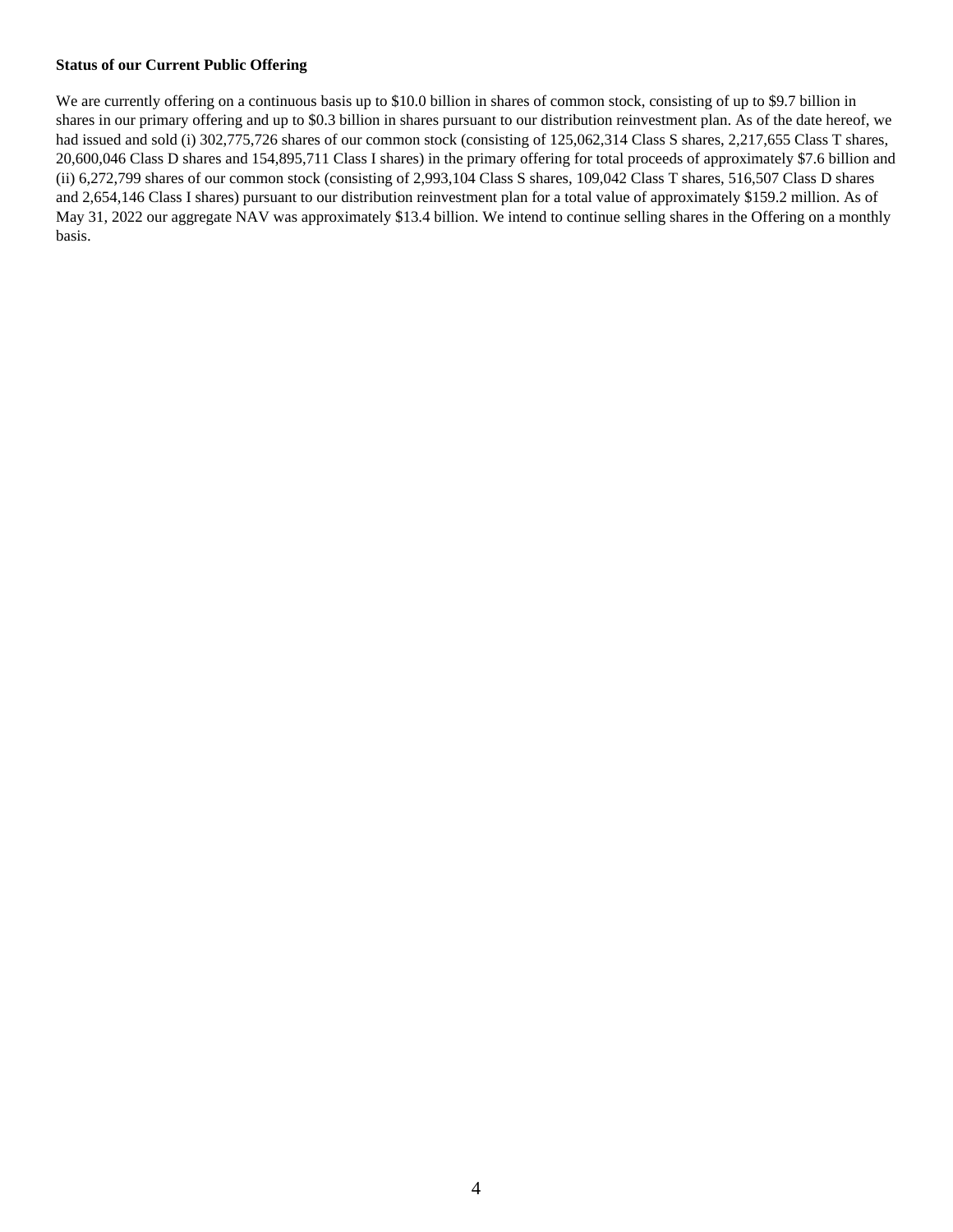**Status of our Current Public Offering**

We are currently offering on a continuous basis up to $10.0 billion in shares of common stock, consisting of up to $9.7 billion in shares in our primary offering and up to $0.3 billion in shares pursuant to our distribution reinvestment plan. As of the date hereof, we had issued and sold (i) 302,775,726 shares of our common stock (consisting of 125,062,314 Class S shares, 2,217,655 Class T shares, 20,600,046 Class D shares and 154,895,711 Class I shares) in the primary offering for total proceeds of approximately $7.6 billion and (ii) 6,272,799 shares of our common stock (consisting of 2,993,104 Class S shares, 109,042 Class T shares, 516,507 Class D shares and 2,654,146 Class I shares) pursuant to our distribution reinvestment plan for a total value of approximately $159.2 million. As of May 31, 2022 our aggregate NAV was approximately $13.4 billion. We intend to continue selling shares in the Offering on a monthly basis.